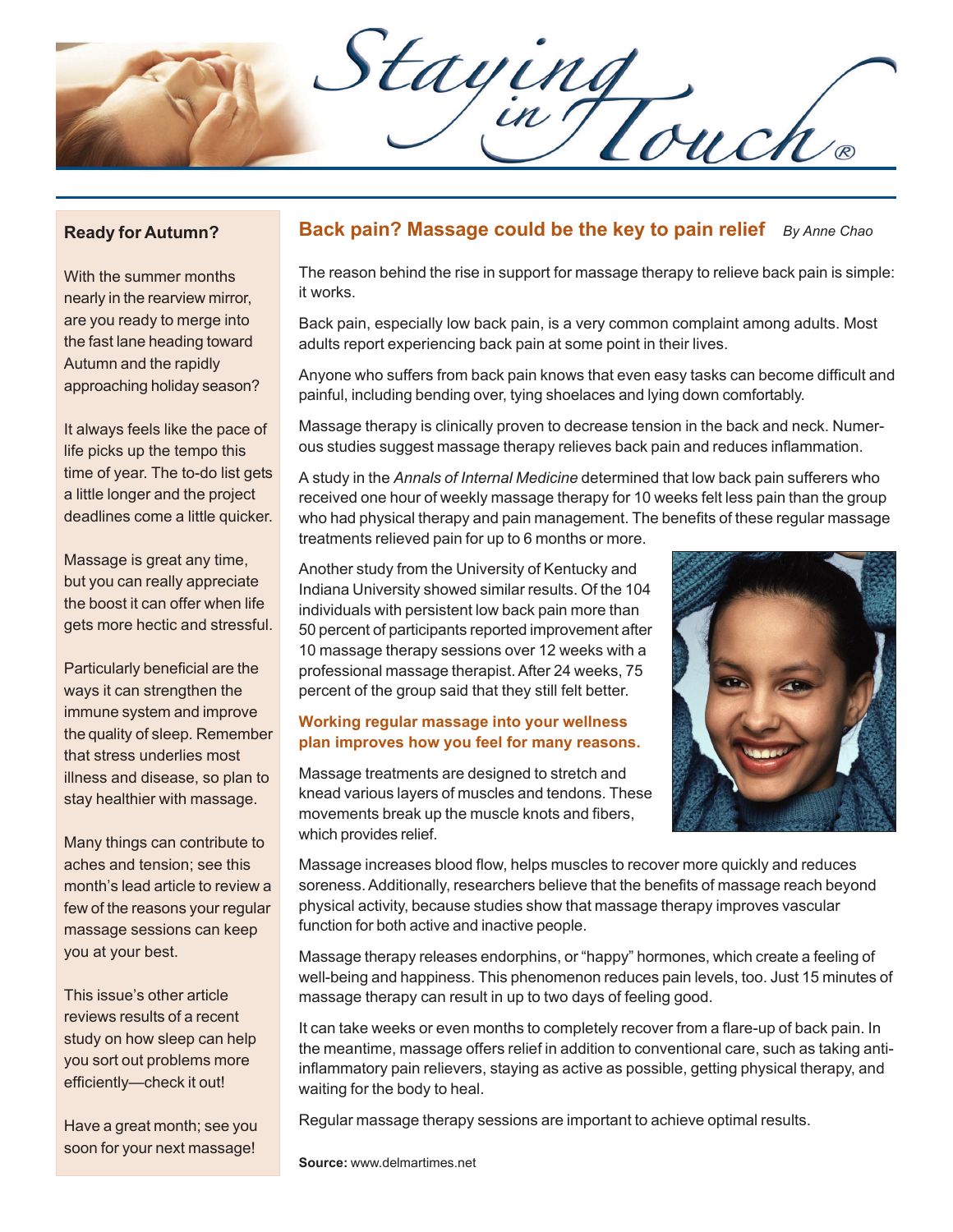# Staying in Touch®

## Ready for Autumn?

With the summer months nearly in the rearview mirror, are you ready to merge into the fast lane heading toward Autumn and the rapidly approaching holiday season?

It always feels like the pace of life picks up the tempo this time of year. The to-do list gets a little longer and the project deadlines come a little quicker.

Massage is great any time, but you can really appreciate the boost it can offer when life gets more hectic and stressful.

Particularly beneficial are the ways it can strengthen the immune system and improve the quality of sleep. Remember that stress underlies most illness and disease, so plan to stay healthier with massage.

Many things can contribute to aches and tension; see this month's lead article to review a few of the reasons your regular massage sessions can keep you at your best.

This issue's other article reviews results of a recent study on how sleep can help you sort out problems more efficiently—check it out!

Have a great month; see you soon for your next massage!

## Back pain? Massage could be the key to pain relief

*By Anne Chao*

The reason behind the rise in support for massage therapy to relieve back pain is simple: it works.

Back pain, especially low back pain, is a very common complaint among adults. Most adults report experiencing back pain at some point in their lives.

Anyone who suffers from back pain knows that even easy tasks can become difficult and painful, including bending over, tying shoelaces and lying down comfortably.

Massage therapy is clinically proven to decrease tension in the back and neck. Numerous studies suggest massage therapy relieves back pain and reduces inflammation.

A study in the *Annals of Internal Medicine* determined that low back pain sufferers who received one hour of weekly massage therapy for 10 weeks felt less pain than the group who had physical therapy and pain management. The benefits of these regular massage treatments relieved pain for up to 6 months or more.

Another study from the University of Kentucky and Indiana University showed similar results. Of the 104 individuals with persistent low back pain more than 50 percent of participants reported improvement after 10 massage therapy sessions over 12 weeks with a professional massage therapist. After 24 weeks, 75 percent of the group said that they still felt better.

**Working regular massage into your wellness plan improves how you feel for many reasons.**

Massage treatments are designed to stretch and knead various layers of muscles and tendons. These movements break up the muscle knots and fibers, which provides relief.

Massage increases blood flow, helps muscles to recover more quickly and reduces soreness. Additionally, researchers believe that the benefits of massage reach beyond physical activity, because studies show that massage therapy improves vascular function for both active and inactive people.

Massage therapy releases endorphins, or "happy" hormones, which create a feeling of well-being and happiness. This phenomenon reduces pain levels, too. Just 15 minutes of massage therapy can result in up to two days of feeling good.

It can take weeks or even months to completely recover from a flare-up of back pain. In the meantime, massage offers relief in addition to conventional care, such as taking anti-inflammatory pain relievers, staying as active as possible, getting physical therapy, and waiting for the body to heal.

Regular massage therapy sessions are important to achieve optimal results.

**Source:** www.delmartimes.net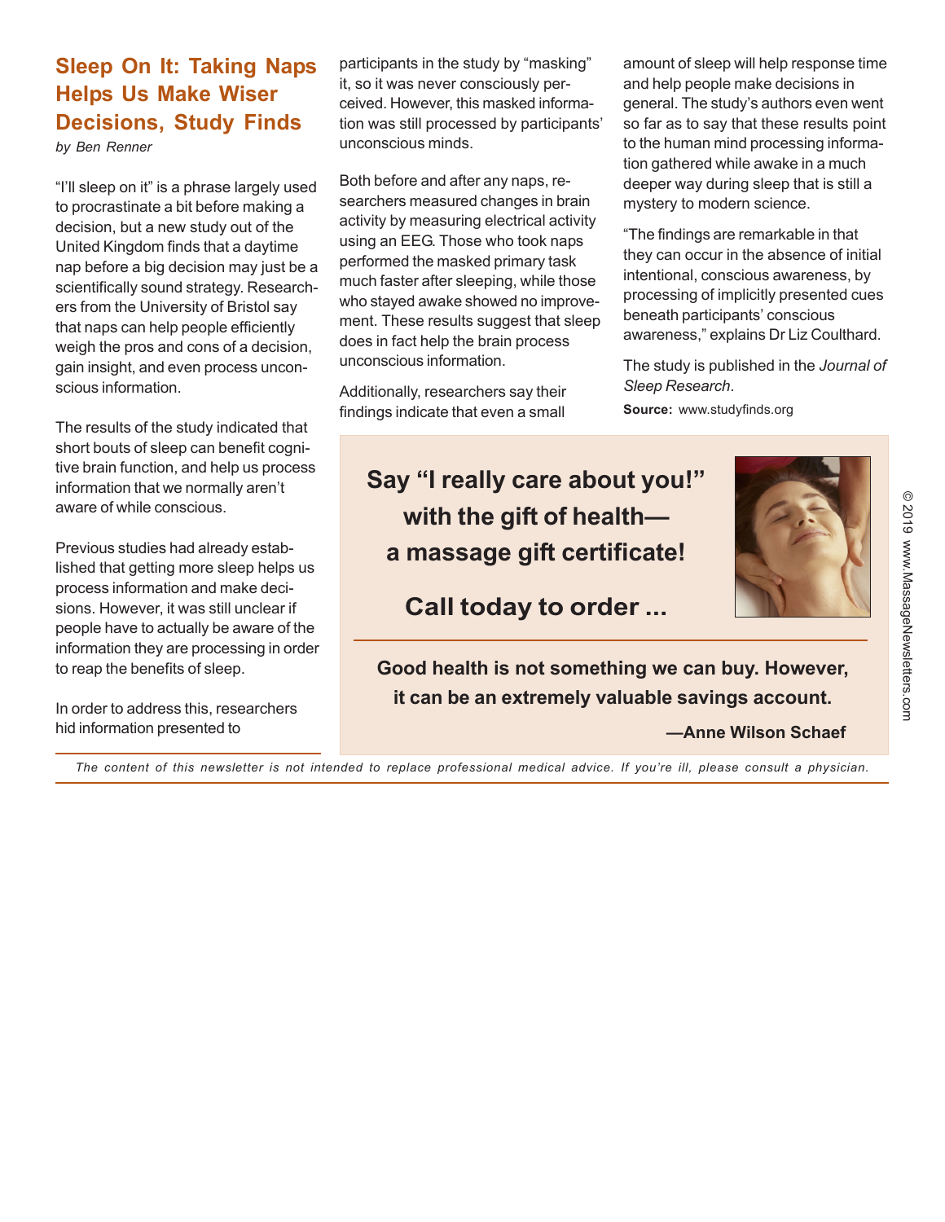## Sleep On It: Taking Naps Helps Us Make Wiser Decisions, Study Finds

*by Ben Renner*

"I'll sleep on it" is a phrase largely used to procrastinate a bit before making a decision, but a new study out of the United Kingdom finds that a daytime nap before a big decision may just be a scientifically sound strategy. Researchers from the University of Bristol say that naps can help people efficiently weigh the pros and cons of a decision, gain insight, and even process unconscious information.

The results of the study indicated that short bouts of sleep can benefit cognitive brain function, and help us process information that we normally aren't aware of while conscious.

Previous studies had already established that getting more sleep helps us process information and make decisions. However, it was still unclear if people have to actually be aware of the information they are processing in order to reap the benefits of sleep.

In order to address this, researchers hid information presented to participants in the study by "masking" it, so it was never consciously perceived. However, this masked information was still processed by participants' unconscious minds.

Both before and after any naps, researchers measured changes in brain activity by measuring electrical activity using an EEG. Those who took naps performed the masked primary task much faster after sleeping, while those who stayed awake showed no improvement. These results suggest that sleep does in fact help the brain process unconscious information.

Additionally, researchers say their findings indicate that even a small amount of sleep will help response time and help people make decisions in general. The study's authors even went so far as to say that these results point to the human mind processing information gathered while awake in a much deeper way during sleep that is still a mystery to modern science.

"The findings are remarkable in that they can occur in the absence of initial intentional, conscious awareness, by processing of implicitly presented cues beneath participants' conscious awareness," explains Dr Liz Coulthard.

The study is published in the *Journal of Sleep Research*.

**Source:** www.studyfinds.org

**Say "I really care about you!" with the gift of health— a massage gift certificate!**

**Call today to order ...**

**Good health is not something we can buy. However, it can be an extremely valuable savings account.**

**—Anne Wilson Schaef**

© 2019 www.MassageNewsletters.com

*The content of this newsletter is not intended to replace professional medical advice. If you're ill, please consult a physician.*